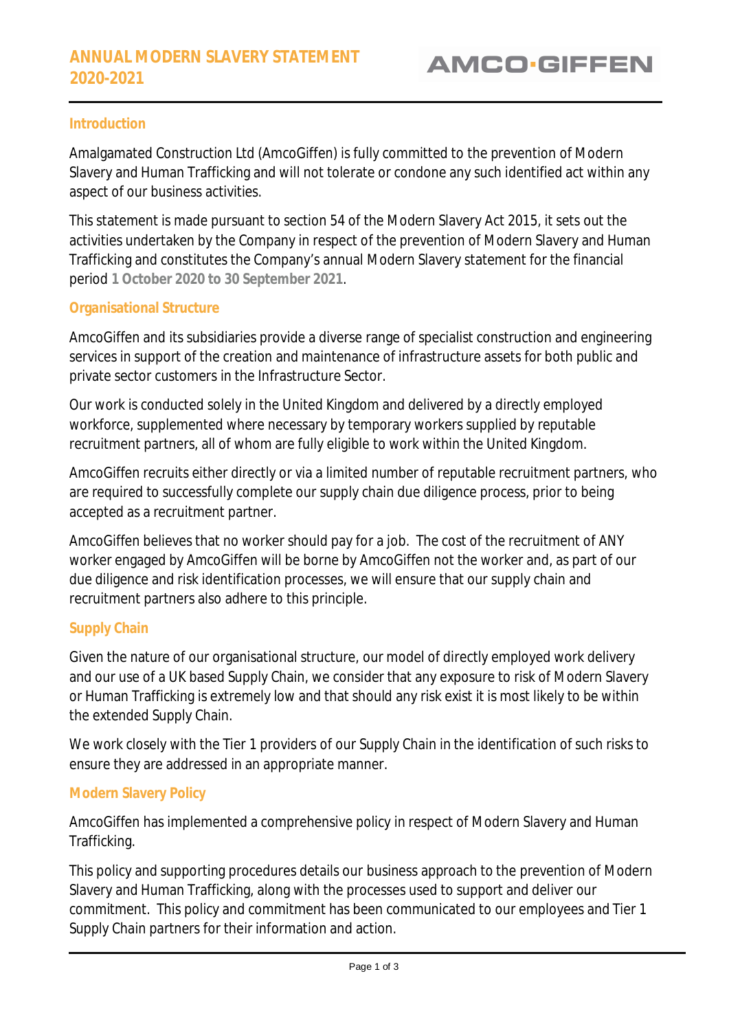# ANNUAL MODERN SLAVERY STATEMENT 2020-2021

AMCO·GIFFEN

## Introduction

Amalgamated Construction Ltd (AmcoGiffen) is fully committed to the prevention of Modern Slavery and Human Trafficking and will not tolerate or condone any such identified act within any aspect of our business activities.

This statement is made pursuant to section 54 of the Modern Slavery Act 2015, it sets out the activities undertaken by the Company in respect of the prevention of Modern Slavery and Human Trafficking and constitutes the Company's annual Modern Slavery statement for the financial period **1 October 2020 to 30 September 2021**.

## Organisational Structure

AmcoGiffen and its subsidiaries provide a diverse range of specialist construction and engineering services in support of the creation and maintenance of infrastructure assets for both public and private sector customers in the Infrastructure Sector.

Our work is conducted solely in the United Kingdom and delivered by a directly employed workforce, supplemented where necessary by temporary workers supplied by reputable recruitment partners, all of whom are fully eligible to work within the United Kingdom.

AmcoGiffen recruits either directly or via a limited number of reputable recruitment partners, who are required to successfully complete our supply chain due diligence process, prior to being accepted as a recruitment partner.

AmcoGiffen believes that no worker should pay for a job. The cost of the recruitment of ANY worker engaged by AmcoGiffen will be borne by AmcoGiffen not the worker and, as part of our due diligence and risk identification processes, we will ensure that our supply chain and recruitment partners also adhere to this principle.

## Supply Chain

Given the nature of our organisational structure, our model of directly employed work delivery and our use of a UK based Supply Chain, we consider that any exposure to risk of Modern Slavery or Human Trafficking is extremely low and that should any risk exist it is most likely to be within the extended Supply Chain.

We work closely with the Tier 1 providers of our Supply Chain in the identification of such risks to ensure they are addressed in an appropriate manner.

## Modern Slavery Policy

AmcoGiffen has implemented a comprehensive policy in respect of Modern Slavery and Human Trafficking.

This policy and supporting procedures details our business approach to the prevention of Modern Slavery and Human Trafficking, along with the processes used to support and deliver our commitment. This policy and commitment has been communicated to our employees and Tier 1 Supply Chain partners for their information and action.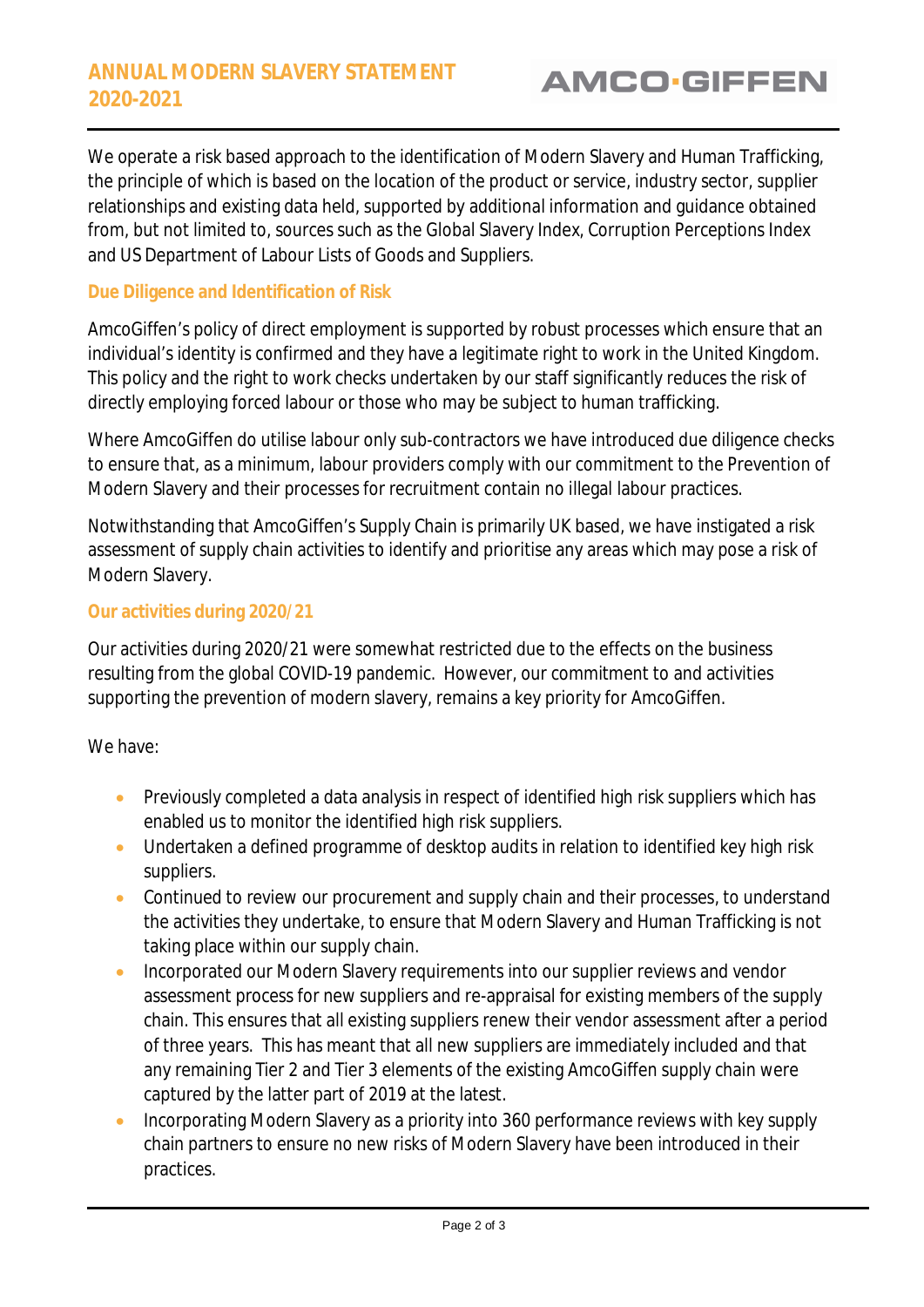We operate a risk based approach to the identification of Modern Slavery and Human Trafficking, the principle of which is based on the location of the product or service, industry sector, supplier relationships and existing data held, supported by additional information and guidance obtained from, but not limited to, sources such as the Global Slavery Index, Corruption Perceptions Index and US Department of Labour Lists of Goods and Suppliers.

## Due Diligence and Identification of Risk

AmcoGiffen's policy of direct employment is supported by robust processes which ensure that an individual's identity is confirmed and they have a legitimate right to work in the United Kingdom. This policy and the right to work checks undertaken by our staff significantly reduces the risk of directly employing forced labour or those who may be subject to human trafficking.

Where AmcoGiffen do utilise labour only sub-contractors we have introduced due diligence checks to ensure that, as a minimum, labour providers comply with our commitment to the Prevention of Modern Slavery and their processes for recruitment contain no illegal labour practices.

Notwithstanding that AmcoGiffen's Supply Chain is primarily UK based, we have instigated a risk assessment of supply chain activities to identify and prioritise any areas which may pose a risk of Modern Slavery.

## Our activities during 2020/21

Our activities during 2020/21 were somewhat restricted due to the effects on the business resulting from the global COVID-19 pandemic. However, our commitment to and activities supporting the prevention of modern slavery, remains a key priority for AmcoGiffen.

We have:

- Previously completed a data analysis in respect of identified high risk suppliers which has enabled us to monitor the identified high risk suppliers.
- Undertaken a defined programme of desktop audits in relation to identified key high risk suppliers.
- Continued to review our procurement and supply chain and their processes, to understand the activities they undertake, to ensure that Modern Slavery and Human Trafficking is not taking place within our supply chain.
- Incorporated our Modern Slavery requirements into our supplier reviews and vendor assessment process for new suppliers and re-appraisal for existing members of the supply chain. This ensures that all existing suppliers renew their vendor assessment after a period of three years. This has meant that all new suppliers are immediately included and that any remaining Tier 2 and Tier 3 elements of the existing AmcoGiffen supply chain were captured by the latter part of 2019 at the latest.
- Incorporating Modern Slavery as a priority into 360 performance reviews with key supply chain partners to ensure no new risks of Modern Slavery have been introduced in their practices.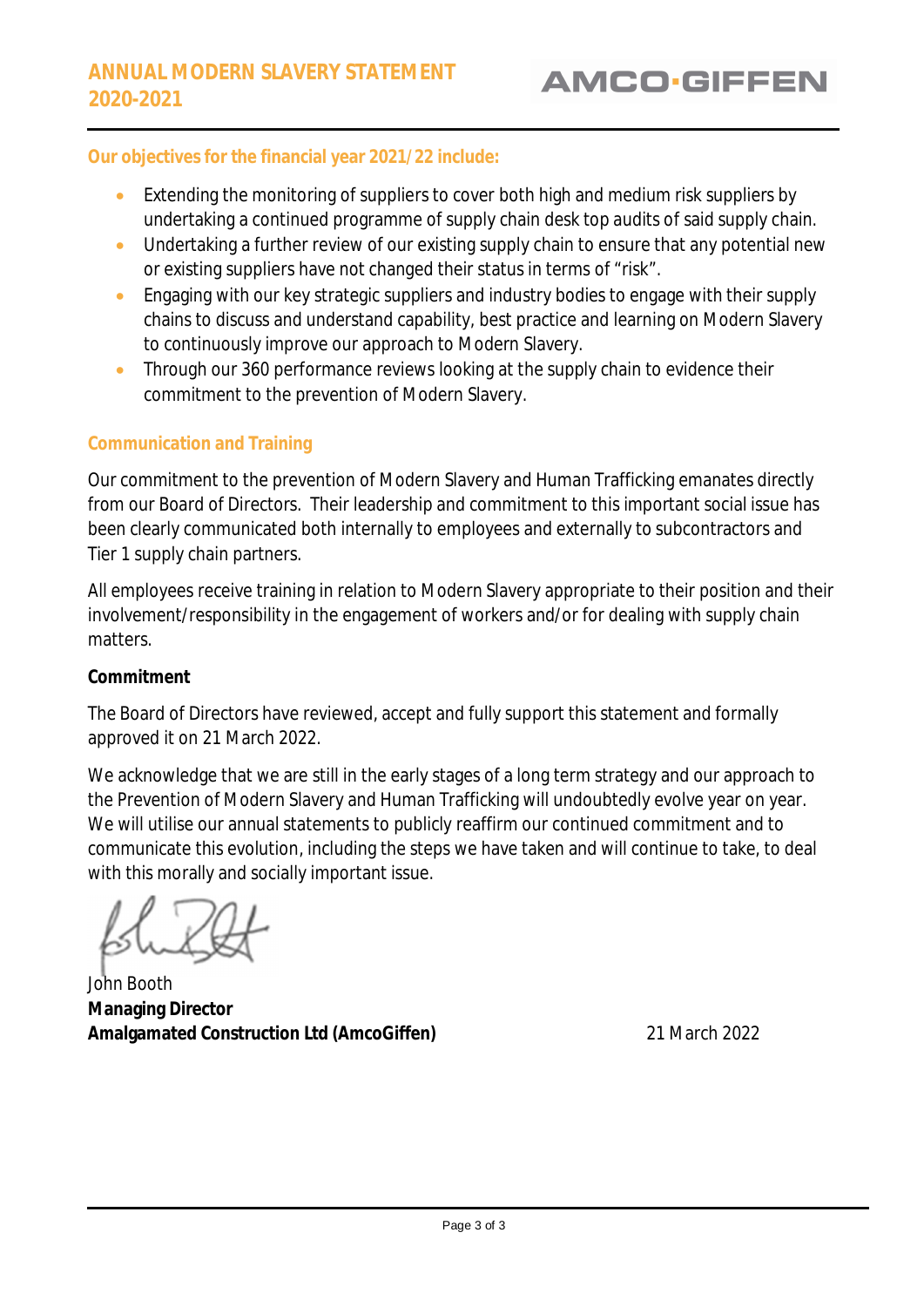### Our objectives for the financial year 2021/22 include:

- Extending the monitoring of suppliers to cover both high and medium risk suppliers by undertaking a continued programme of supply chain desk top audits of said supply chain.
- Undertaking a further review of our existing supply chain to ensure that any potential new or existing suppliers have not changed their status in terms of "risk".
- Engaging with our key strategic suppliers and industry bodies to engage with their supply chains to discuss and understand capability, best practice and learning on Modern Slavery to continuously improve our approach to Modern Slavery.
- Through our 360 performance reviews looking at the supply chain to evidence their commitment to the prevention of Modern Slavery.

### Communication and Training

Our commitment to the prevention of Modern Slavery and Human Trafficking emanates directly from our Board of Directors. Their leadership and commitment to this important social issue has been clearly communicated both internally to employees and externally to subcontractors and Tier 1 supply chain partners.

All employees receive training in relation to Modern Slavery appropriate to their position and their involvement/responsibility in the engagement of workers and/or for dealing with supply chain matters.

**Commitment**

The Board of Directors have reviewed, accept and fully support this statement and formally approved it on 21 March 2022.

We acknowledge that we are still in the early stages of a long term strategy and our approach to the Prevention of Modern Slavery and Human Trafficking will undoubtedly evolve year on year. We will utilise our annual statements to publicly reaffirm our continued commitment and to communicate this evolution, including the steps we have taken and will continue to take, to deal with this morally and socially important issue.

John Booth
**Managing Director**
**Amalgamated Construction Ltd (AmcoGiffen)** 21 March 2022